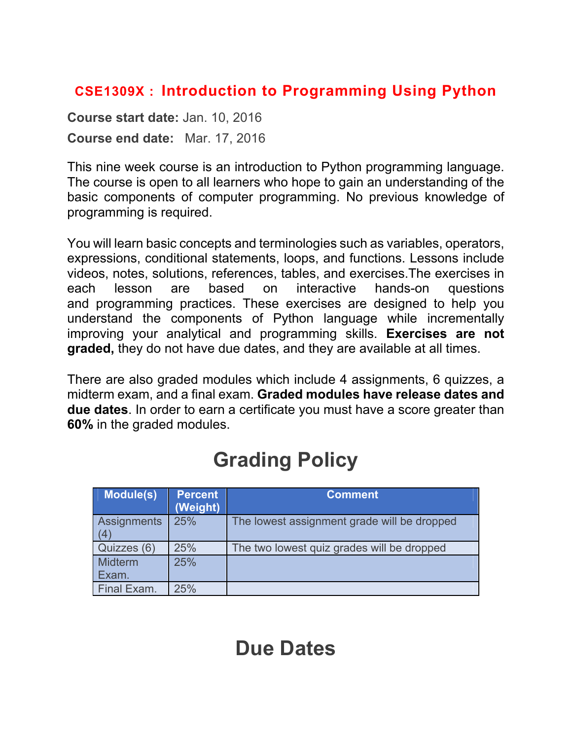# CSE1309X : Introduction to Programming Using Python

**Course start date:** Jan. 10, 2016

**Course end date:** Mar. 17, 2016

This nine week course is an introduction to Python programming language. The course is open to all learners who hope to gain an understanding of the basic components of computer programming. No previous knowledge of programming is required.

You will learn basic concepts and terminologies such as variables, operators, expressions, conditional statements, loops, and functions. Lessons include videos, notes, solutions, references, tables, and exercises.The exercises in each lesson are based on interactive hands-on questions and programming practices. These exercises are designed to help you understand the components of Python language while incrementally improving your analytical and programming skills. **Exercises are not graded,** they do not have due dates, and they are available at all times.

There are also graded modules which include 4 assignments, 6 quizzes, a midterm exam, and a final exam. **Graded modules have release dates and due dates**. In order to earn a certificate you must have a score greater than **60%** in the graded modules.

## Grading Policy

| Module(s) | Percent (Weight) | Comment |
|---|---|---|
| Assignments (4) | 25% | The lowest assignment grade will be dropped |
| Quizzes (6) | 25% | The two lowest quiz grades will be dropped |
| Midterm Exam. | 25% | |
| Final Exam. | 25% | |

## Due Dates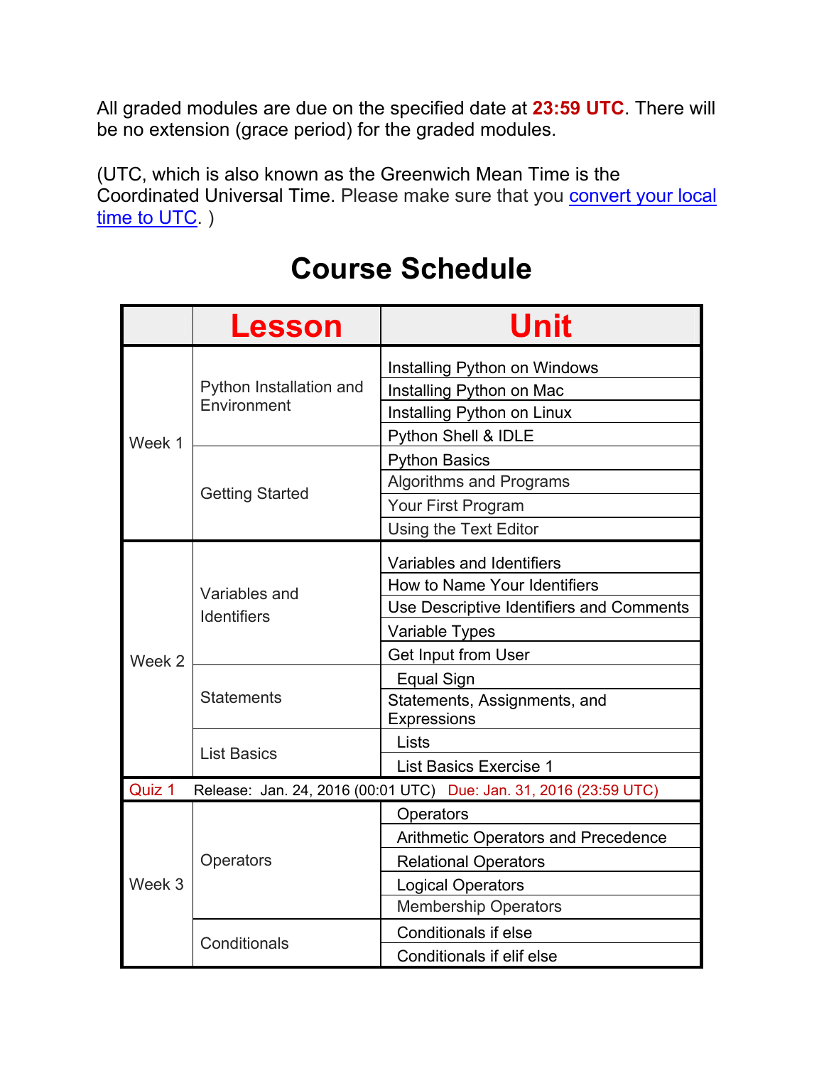All graded modules are due on the specified date at **23:59 UTC**. There will be no extension (grace period) for the graded modules.

(UTC, which is also known as the Greenwich Mean Time is the Coordinated Universal Time. Please make sure that you [convert your local time to UTC](). )

# Course Schedule

| | Lesson | Unit |
|---|---|---|
| Week 1 | Python Installation and Environment | Installing Python on Windows |
| | | Installing Python on Mac |
| | | Installing Python on Linux |
| | | Python Shell & IDLE |
| | Getting Started | Python Basics |
| | | Algorithms and Programs |
| | | Your First Program |
| | | Using the Text Editor |
| Week 2 | Variables and Identifiers | Variables and Identifiers |
| | | How to Name Your Identifiers |
| | | Use Descriptive Identifiers and Comments |
| | | Variable Types |
| | | Get Input from User |
| | Statements | Equal Sign |
| | | Statements, Assignments, and Expressions |
| | List Basics | Lists |
| | | List Basics Exercise 1 |
| Quiz 1 | Release: Jan. 24, 2016 (00:01 UTC) | Due: Jan. 31, 2016 (23:59 UTC) |
| Week 3 | Operators | Operators |
| | | Arithmetic Operators and Precedence |
| | | Relational Operators |
| | | Logical Operators |
| | | Membership Operators |
| | Conditionals | Conditionals if else |
| | | Conditionals if elif else |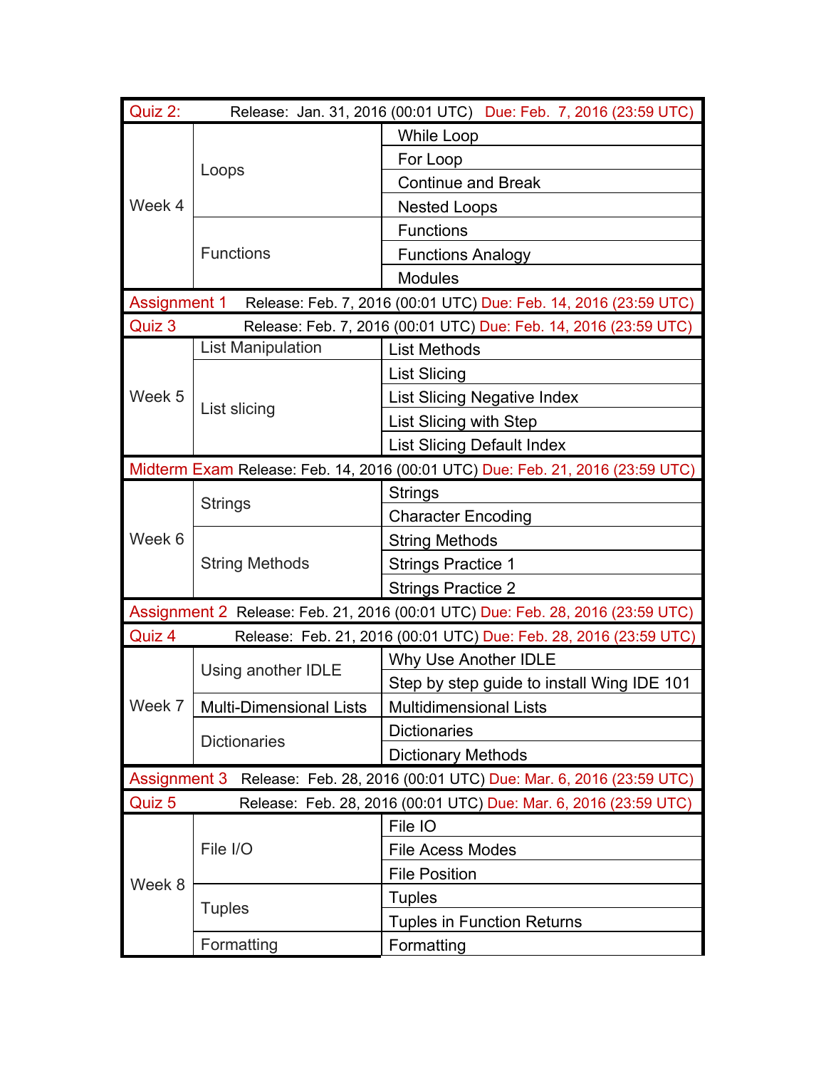| | | |
|---|---|---|
| Quiz 2: Release: Jan. 31, 2016 (00:01 UTC) Due: Feb. 7, 2016 (23:59 UTC) | | |
| Week 4 | Loops | While Loop |
| | | For Loop |
| | | Continue and Break |
| | | Nested Loops |
| | Functions | Functions |
| | | Functions Analogy |
| | | Modules |
| Assignment 1 Release: Feb. 7, 2016 (00:01 UTC) Due: Feb. 14, 2016 (23:59 UTC) | | |
| Quiz 3 Release: Feb. 7, 2016 (00:01 UTC) Due: Feb. 14, 2016 (23:59 UTC) | | |
| Week 5 | List Manipulation | List Methods |
| | List slicing | List Slicing |
| | | List Slicing Negative Index |
| | | List Slicing with Step |
| | | List Slicing Default Index |
| Midterm Exam Release: Feb. 14, 2016 (00:01 UTC) Due: Feb. 21, 2016 (23:59 UTC) | | |
| Week 6 | Strings | Strings |
| | | Character Encoding |
| | String Methods | String Methods |
| | | Strings Practice 1 |
| | | Strings Practice 2 |
| Assignment 2 Release: Feb. 21, 2016 (00:01 UTC) Due: Feb. 28, 2016 (23:59 UTC) | | |
| Quiz 4 Release: Feb. 21, 2016 (00:01 UTC) Due: Feb. 28, 2016 (23:59 UTC) | | |
| Week 7 | Using another IDLE | Why Use Another IDLE |
| | | Step by step guide to install Wing IDE 101 |
| | Multi-Dimensional Lists | Multidimensional Lists |
| | Dictionaries | Dictionaries |
| | | Dictionary Methods |
| Assignment 3 Release: Feb. 28, 2016 (00:01 UTC) Due: Mar. 6, 2016 (23:59 UTC) | | |
| Quiz 5 Release: Feb. 28, 2016 (00:01 UTC) Due: Mar. 6, 2016 (23:59 UTC) | | |
| Week 8 | File I/O | File IO |
| | | File Acess Modes |
| | | File Position |
| | Tuples | Tuples |
| | | Tuples in Function Returns |
| | Formatting | Formatting |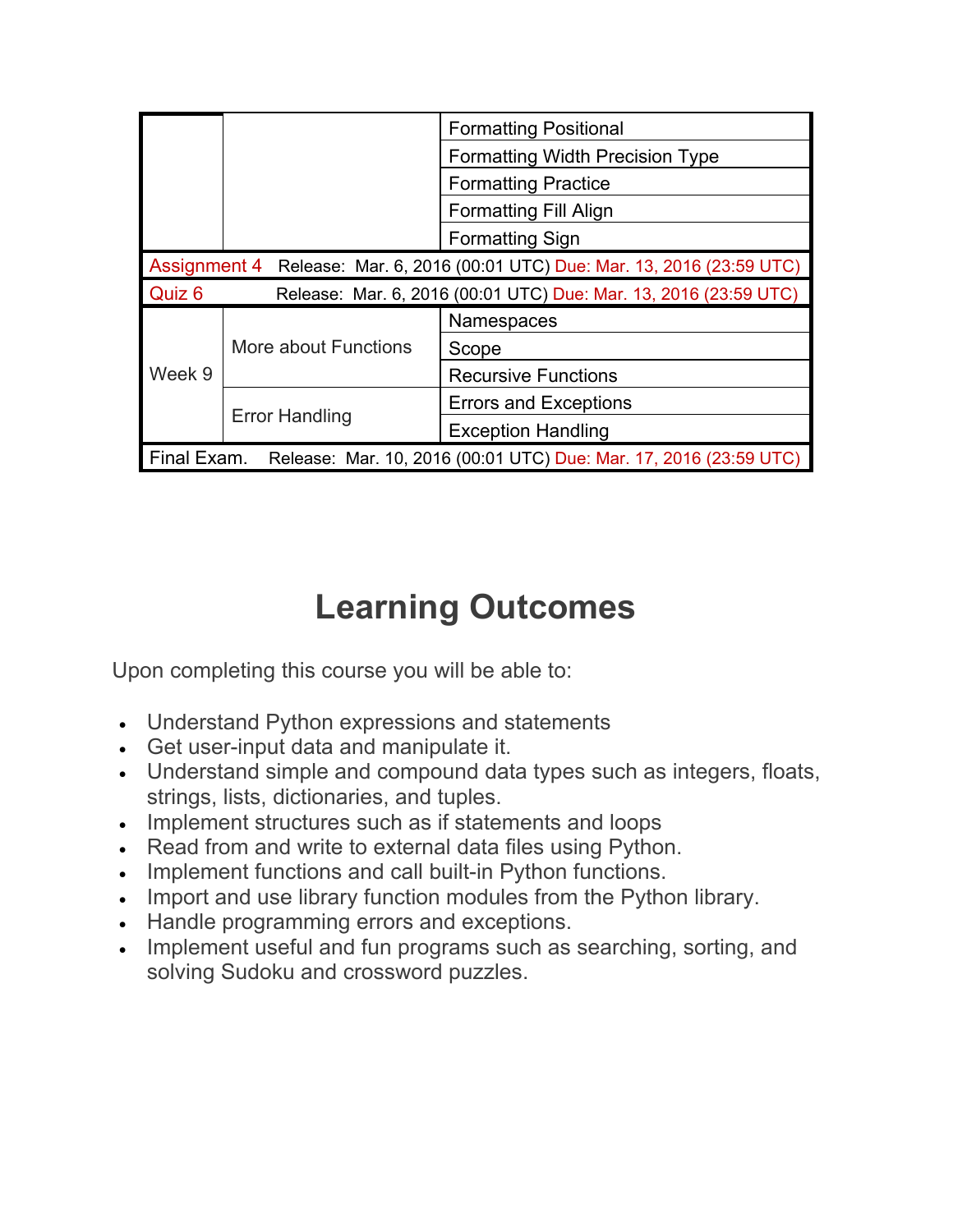| | | |
|---|---|---|
| | | Formatting Positional |
| | | Formatting Width Precision Type |
| | | Formatting Practice |
| | | Formatting Fill Align |
| | | Formatting Sign |
| Assignment 4 | Release: Mar. 6, 2016 (00:01 UTC) Due: Mar. 13, 2016 (23:59 UTC) | |
| Quiz 6 | Release: Mar. 6, 2016 (00:01 UTC) Due: Mar. 13, 2016 (23:59 UTC) | |
| Week 9 | More about Functions | Namespaces |
| | | Scope |
| | | Recursive Functions |
| | Error Handling | Errors and Exceptions |
| | | Exception Handling |
| Final Exam. | Release: Mar. 10, 2016 (00:01 UTC) Due: Mar. 17, 2016 (23:59 UTC) | |

# Learning Outcomes

Upon completing this course you will be able to:

- Understand Python expressions and statements
- Get user-input data and manipulate it.
- Understand simple and compound data types such as integers, floats, strings, lists, dictionaries, and tuples.
- Implement structures such as if statements and loops
- Read from and write to external data files using Python.
- Implement functions and call built-in Python functions.
- Import and use library function modules from the Python library.
- Handle programming errors and exceptions.
- Implement useful and fun programs such as searching, sorting, and solving Sudoku and crossword puzzles.